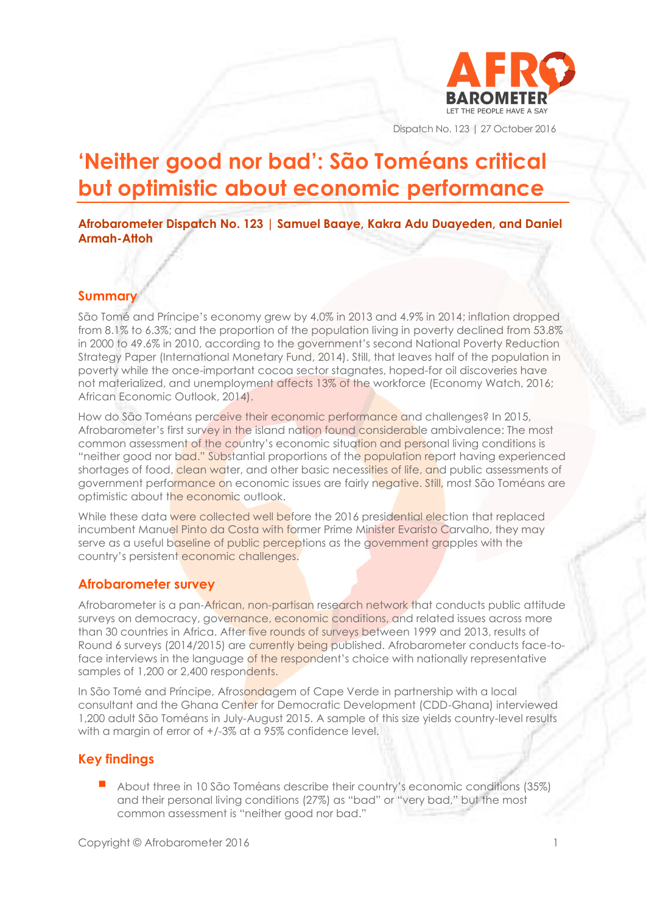Dispatch No. 123 | 27 October 2016

# 'Neither good nor bad': São Toméans critical but optimistic about economic performance

**Afrobarometer Dispatch No. 123 | Samuel Baaye, Kakra Adu Duayeden, and Daniel Armah-Attoh**

## Summary

São Tomé and Príncipe's economy grew by 4.0% in 2013 and 4.9% in 2014; inflation dropped from 8.1% to 6.3%; and the proportion of the population living in poverty declined from 53.8% in 2000 to 49.6% in 2010, according to the government's second National Poverty Reduction Strategy Paper (International Monetary Fund, 2014). Still, that leaves half of the population in poverty while the once-important cocoa sector stagnates, hoped-for oil discoveries have not materialized, and unemployment affects 13% of the workforce (Economy Watch, 2016; African Economic Outlook, 2014).

How do São Toméans perceive their economic performance and challenges? In 2015, Afrobarometer's first survey in the island nation found considerable ambivalence: The most common assessment of the country's economic situation and personal living conditions is "neither good nor bad." Substantial proportions of the population report having experienced shortages of food, clean water, and other basic necessities of life, and public assessments of government performance on economic issues are fairly negative. Still, most São Toméans are optimistic about the economic outlook.

While these data were collected well before the 2016 presidential election that replaced incumbent Manuel Pinto da Costa with former Prime Minister Evaristo Carvalho, they may serve as a useful baseline of public perceptions as the government grapples with the country's persistent economic challenges.

## Afrobarometer survey

Afrobarometer is a pan-African, non-partisan research network that conducts public attitude surveys on democracy, governance, economic conditions, and related issues across more than 30 countries in Africa. After five rounds of surveys between 1999 and 2013, results of Round 6 surveys (2014/2015) are currently being published. Afrobarometer conducts face-to-face interviews in the language of the respondent's choice with nationally representative samples of 1,200 or 2,400 respondents.

In São Tomé and Príncipe, Afrosondagem of Cape Verde in partnership with a local consultant and the Ghana Center for Democratic Development (CDD-Ghana) interviewed 1,200 adult São Toméans in July-August 2015. A sample of this size yields country-level results with a margin of error of +/-3% at a 95% confidence level.

## Key findings

- About three in 10 São Toméans describe their country's economic conditions (35%) and their personal living conditions (27%) as "bad" or "very bad," but the most common assessment is "neither good nor bad."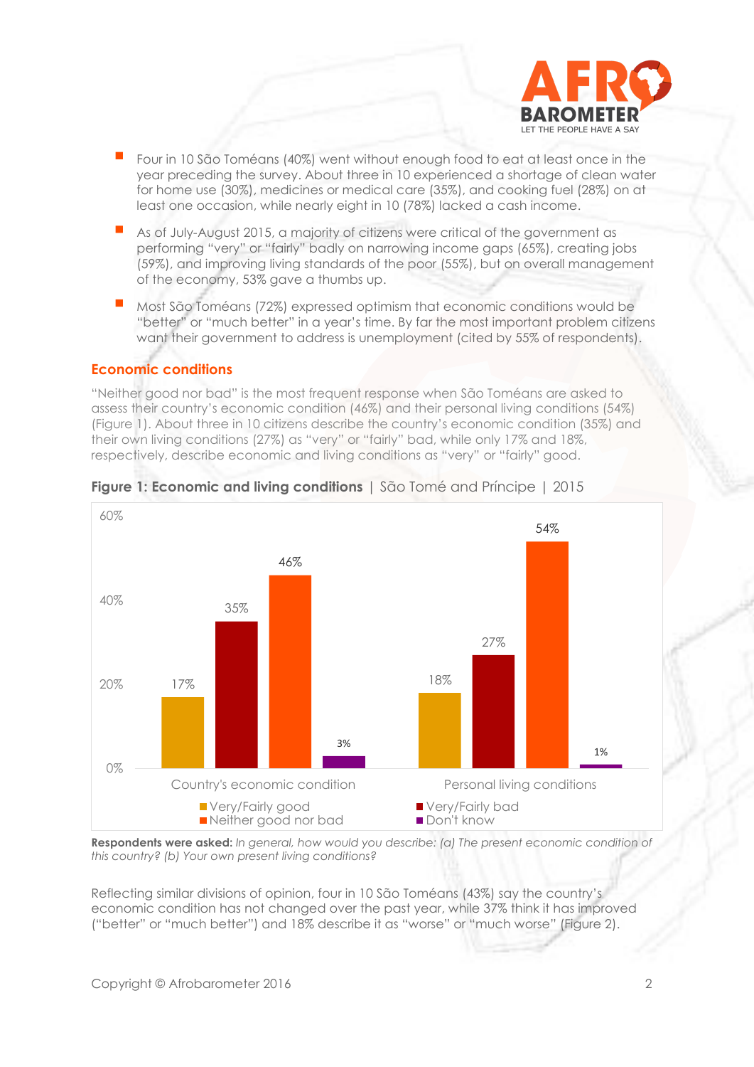- Four in 10 São Toméans (40%) went without enough food to eat at least once in the year preceding the survey. About three in 10 experienced a shortage of clean water for home use (30%), medicines or medical care (35%), and cooking fuel (28%) on at least one occasion, while nearly eight in 10 (78%) lacked a cash income.
- As of July-August 2015, a majority of citizens were critical of the government as performing "very" or "fairly" badly on narrowing income gaps (65%), creating jobs (59%), and improving living standards of the poor (55%), but on overall management of the economy, 53% gave a thumbs up.
- Most São Toméans (72%) expressed optimism that economic conditions would be "better" or "much better" in a year's time. By far the most important problem citizens want their government to address is unemployment (cited by 55% of respondents).

## Economic conditions

"Neither good nor bad" is the most frequent response when São Toméans are asked to assess their country's economic condition (46%) and their personal living conditions (54%) (Figure 1). About three in 10 citizens describe the country's economic condition (35%) and their own living conditions (27%) as "very" or "fairly" bad, while only 17% and 18%, respectively, describe economic and living conditions as "very" or "fairly" good.

**Figure 1: Economic and living conditions** | São Tomé and Príncipe | 2015

| | Very/Fairly good | Very/Fairly bad | Neither good nor bad | Don't know |
|---|---|---|---|---|
| Country's economic condition | 17% | 35% | 46% | 3% |
| Personal living conditions | 18% | 27% | 54% | 1% |

**Respondents were asked:** *In general, how would you describe: (a) The present economic condition of this country? (b) Your own present living conditions?*

Reflecting similar divisions of opinion, four in 10 São Toméans (43%) say the country's economic condition has not changed over the past year, while 37% think it has improved ("better" or "much better") and 18% describe it as "worse" or "much worse" (Figure 2).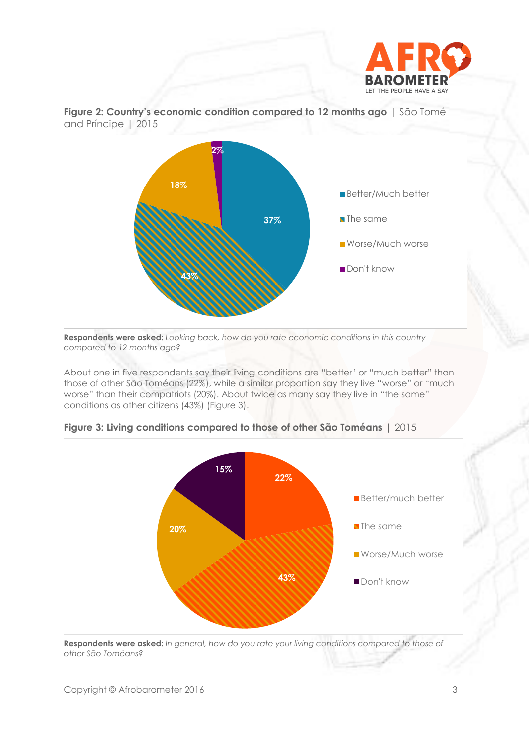**Figure 2: Country's economic condition compared to 12 months ago** | São Tomé and Príncipe | 2015

| Response | Percentage |
|---|---|
| Better/Much better | 37% |
| The same | 43% |
| Worse/Much worse | 18% |
| Don't know | 2% |

**Respondents were asked:** *Looking back, how do you rate economic conditions in this country compared to 12 months ago?*

About one in five respondents say their living conditions are "better" or "much better" than those of other São Toméans (22%), while a similar proportion say they live "worse" or "much worse" than their compatriots (20%). About twice as many say they live in "the same" conditions as other citizens (43%) (Figure 3).

**Figure 3: Living conditions compared to those of other São Toméans** | 2015

| Response | Percentage |
|---|---|
| Better/much better | 22% |
| The same | 43% |
| Worse/Much worse | 20% |
| Don't know | 15% |

**Respondents were asked:** *In general, how do you rate your living conditions compared to those of other São Toméans?*

Copyright © Afrobarometer 2016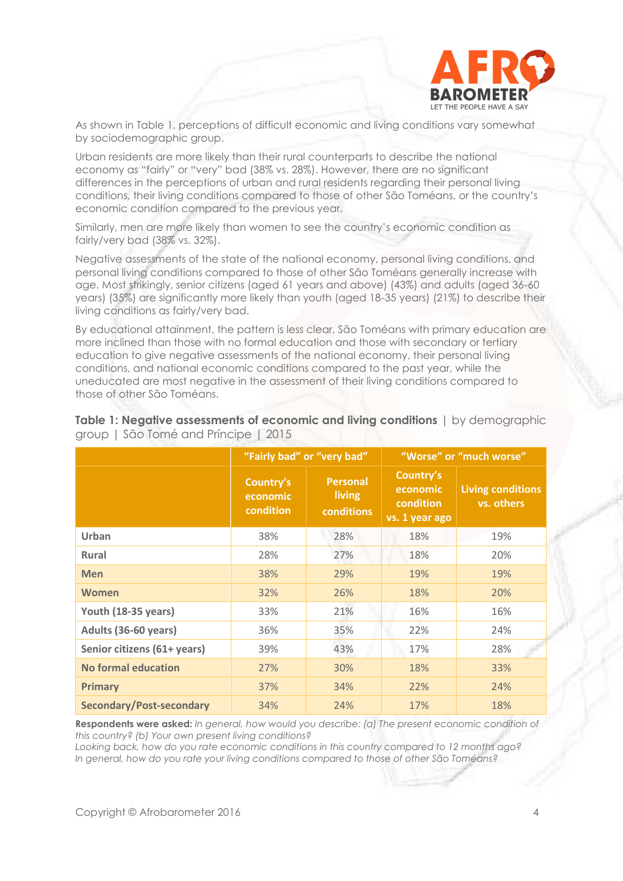As shown in Table 1, perceptions of difficult economic and living conditions vary somewhat by sociodemographic group.

Urban residents are more likely than their rural counterparts to describe the national economy as "fairly" or "very" bad (38% vs. 28%). However, there are no significant differences in the perceptions of urban and rural residents regarding their personal living conditions, their living conditions compared to those of other São Toméans, or the country's economic condition compared to the previous year.

Similarly, men are more likely than women to see the country's economic condition as fairly/very bad (38% vs. 32%).

Negative assessments of the state of the national economy, personal living conditions, and personal living conditions compared to those of other São Toméans generally increase with age. Most strikingly, senior citizens (aged 61 years and above) (43%) and adults (aged 36-60 years) (35%) are significantly more likely than youth (aged 18-35 years) (21%) to describe their living conditions as fairly/very bad.

By educational attainment, the pattern is less clear. São Toméans with primary education are more inclined than those with no formal education and those with secondary or tertiary education to give negative assessments of the national economy, their personal living conditions, and national economic conditions compared to the past year, while the uneducated are most negative in the assessment of their living conditions compared to those of other São Toméans.

**Table 1: Negative assessments of economic and living conditions** | by demographic group | São Tomé and Príncipe | 2015

| | "Fairly bad" or "very bad" | | "Worse" or "much worse" | |
|---|---|---|---|---|
| | Country's economic condition | Personal living conditions | Country's economic condition vs. 1 year ago | Living conditions vs. others |
| **Urban** | 38% | 28% | 18% | 19% |
| **Rural** | 28% | 27% | 18% | 20% |
| **Men** | 38% | 29% | 19% | 19% |
| **Women** | 32% | 26% | 18% | 20% |
| **Youth (18-35 years)** | 33% | 21% | 16% | 16% |
| **Adults (36-60 years)** | 36% | 35% | 22% | 24% |
| **Senior citizens (61+ years)** | 39% | 43% | 17% | 28% |
| **No formal education** | 27% | 30% | 18% | 33% |
| **Primary** | 37% | 34% | 22% | 24% |
| **Secondary/Post-secondary** | 34% | 24% | 17% | 18% |

**Respondents were asked:** *In general, how would you describe: (a) The present economic condition of this country? (b) Your own present living conditions?*
*Looking back, how do you rate economic conditions in this country compared to 12 months ago?*
*In general, how do you rate your living conditions compared to those of other São Toméans?*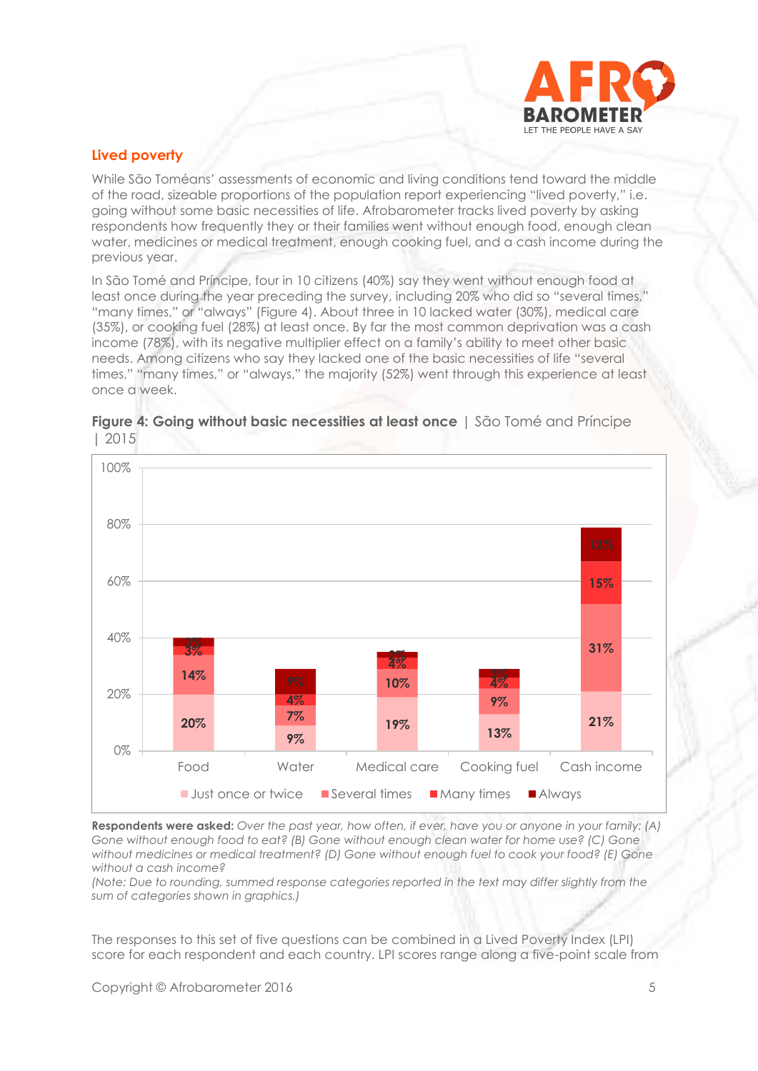## Lived poverty

While São Toméans' assessments of economic and living conditions tend toward the middle of the road, sizeable proportions of the population report experiencing "lived poverty," i.e. going without some basic necessities of life. Afrobarometer tracks lived poverty by asking respondents how frequently they or their families went without enough food, enough clean water, medicines or medical treatment, enough cooking fuel, and a cash income during the previous year.

In São Tomé and Príncipe, four in 10 citizens (40%) say they went without enough food at least once during the year preceding the survey, including 20% who did so "several times," "many times," or "always" (Figure 4). About three in 10 lacked water (30%), medical care (35%), or cooking fuel (28%) at least once. By far the most common deprivation was a cash income (78%), with its negative multiplier effect on a family's ability to meet other basic needs. Among citizens who say they lacked one of the basic necessities of life "several times," "many times," or "always," the majority (52%) went through this experience at least once a week.

**Figure 4: Going without basic necessities at least once** | São Tomé and Príncipe | 2015

| | Just once or twice | Several times | Many times | Always |
|---|---|---|---|---|
| Food | 20% | 14% | 3% | 3% |
| Water | 9% | 7% | 4% | 9% |
| Medical care | 19% | 10% | 4% | 2% |
| Cooking fuel | 13% | 9% | 4% | 3% |
| Cash income | 21% | 31% | 15% | 12% |

**Respondents were asked:** *Over the past year, how often, if ever, have you or anyone in your family: (A) Gone without enough food to eat? (B) Gone without enough clean water for home use? (C) Gone without medicines or medical treatment? (D) Gone without enough fuel to cook your food? (E) Gone without a cash income?*

*(Note: Due to rounding, summed response categories reported in the text may differ slightly from the sum of categories shown in graphics.)*

The responses to this set of five questions can be combined in a Lived Poverty Index (LPI) score for each respondent and each country. LPI scores range along a five-point scale from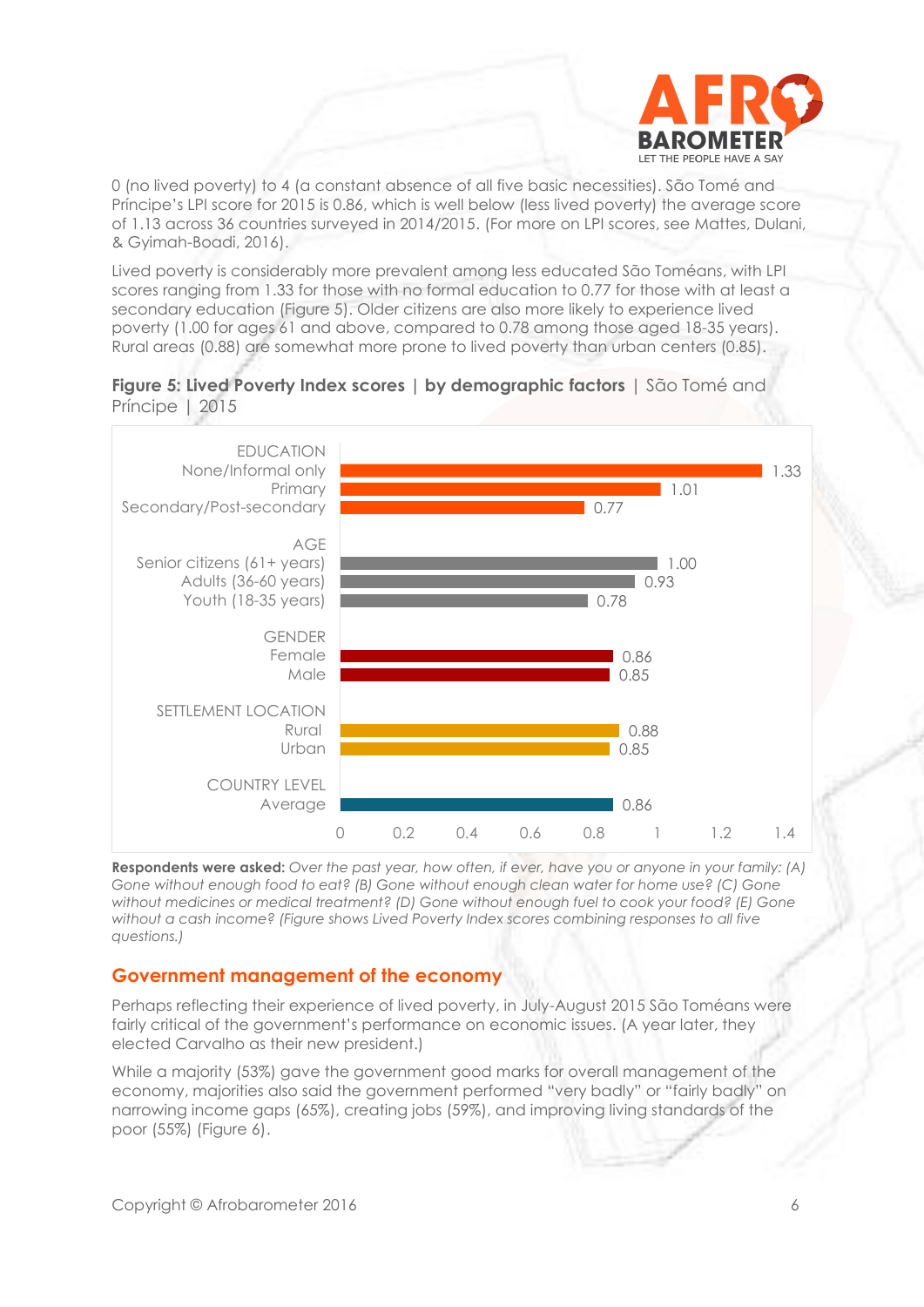0 (no lived poverty) to 4 (a constant absence of all five basic necessities). São Tomé and Príncipe's LPI score for 2015 is 0.86, which is well below (less lived poverty) the average score of 1.13 across 36 countries surveyed in 2014/2015. (For more on LPI scores, see Mattes, Dulani, & Gyimah-Boadi, 2016).

Lived poverty is considerably more prevalent among less educated São Toméans, with LPI scores ranging from 1.33 for those with no formal education to 0.77 for those with at least a secondary education (Figure 5). Older citizens are also more likely to experience lived poverty (1.00 for ages 61 and above, compared to 0.78 among those aged 18-35 years). Rural areas (0.88) are somewhat more prone to lived poverty than urban centers (0.85).

**Figure 5: Lived Poverty Index scores | by demographic factors** | São Tomé and Príncipe | 2015

| Category | LPI score |
|---|---|
| **EDUCATION** | |
| None/Informal only | 1.33 |
| Primary | 1.01 |
| Secondary/Post-secondary | 0.77 |
| **AGE** | |
| Senior citizens (61+ years) | 1.00 |
| Adults (36-60 years) | 0.93 |
| Youth (18-35 years) | 0.78 |
| **GENDER** | |
| Female | 0.86 |
| Male | 0.85 |
| **SETTLEMENT LOCATION** | |
| Rural | 0.88 |
| Urban | 0.85 |
| **COUNTRY LEVEL** | |
| Average | 0.86 |

**Respondents were asked:** *Over the past year, how often, if ever, have you or anyone in your family: (A) Gone without enough food to eat? (B) Gone without enough clean water for home use? (C) Gone without medicines or medical treatment? (D) Gone without enough fuel to cook your food? (E) Gone without a cash income? (Figure shows Lived Poverty Index scores combining responses to all five questions.)*

## Government management of the economy

Perhaps reflecting their experience of lived poverty, in July-August 2015 São Toméans were fairly critical of the government's performance on economic issues. (A year later, they elected Carvalho as their new president.)

While a majority (53%) gave the government good marks for overall management of the economy, majorities also said the government performed "very badly" or "fairly badly" on narrowing income gaps (65%), creating jobs (59%), and improving living standards of the poor (55%) (Figure 6).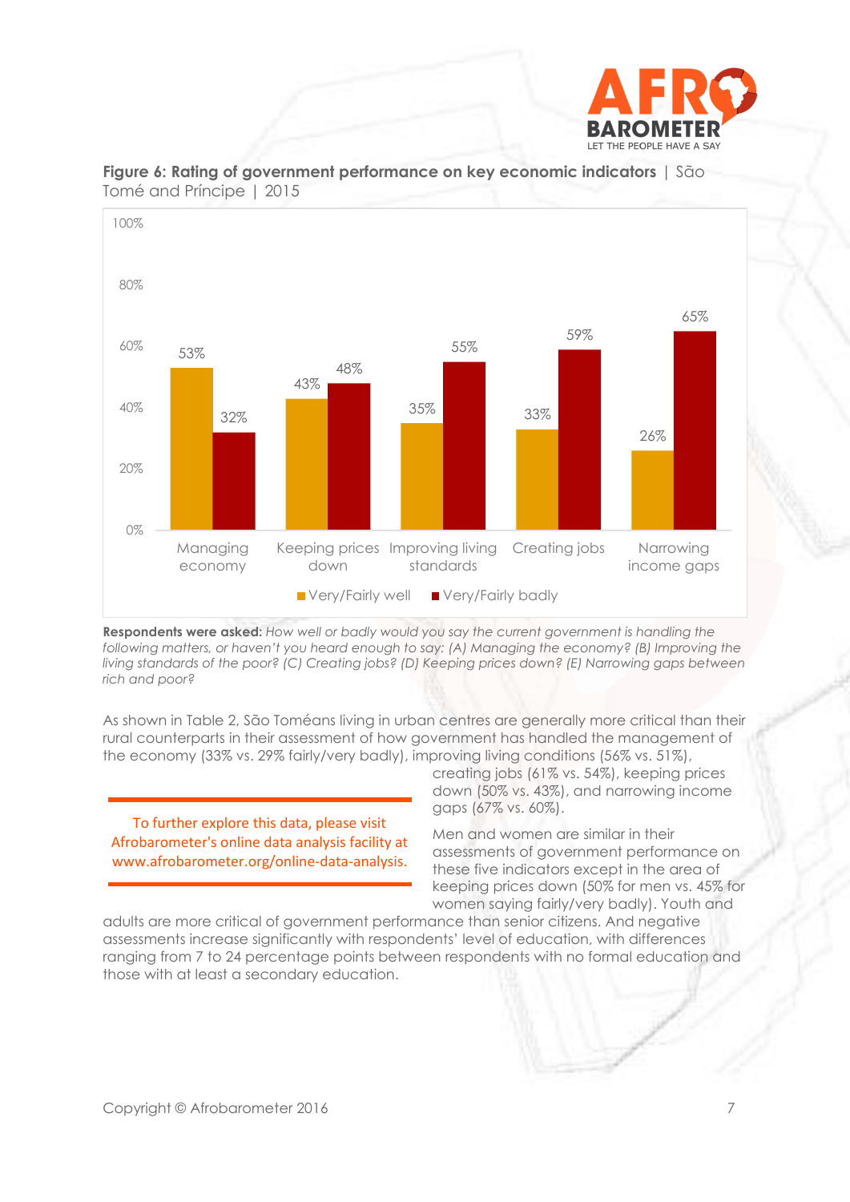**Figure 6: Rating of government performance on key economic indicators** | São Tomé and Príncipe | 2015

| | Very/Fairly well | Very/Fairly badly |
|---|---|---|
| Managing economy | 53% | 32% |
| Keeping prices down | 43% | 48% |
| Improving living standards | 35% | 55% |
| Creating jobs | 33% | 59% |
| Narrowing income gaps | 26% | 65% |

**Respondents were asked:** *How well or badly would you say the current government is handling the following matters, or haven't you heard enough to say: (A) Managing the economy? (B) Improving the living standards of the poor? (C) Creating jobs? (D) Keeping prices down? (E) Narrowing gaps between rich and poor?*

As shown in Table 2, São Toméans living in urban centres are generally more critical than their rural counterparts in their assessment of how government has handled the management of the economy (33% vs. 29% fairly/very badly), improving living conditions (56% vs. 51%), creating jobs (61% vs. 54%), keeping prices down (50% vs. 43%), and narrowing income gaps (67% vs. 60%).

Men and women are similar in their assessments of government performance on these five indicators except in the area of keeping prices down (50% for men vs. 45% for women saying fairly/very badly). Youth and adults are more critical of government performance than senior citizens. And negative assessments increase significantly with respondents' level of education, with differences ranging from 7 to 24 percentage points between respondents with no formal education and those with at least a secondary education.

To further explore this data, please visit Afrobarometer's online data analysis facility at www.afrobarometer.org/online-data-analysis.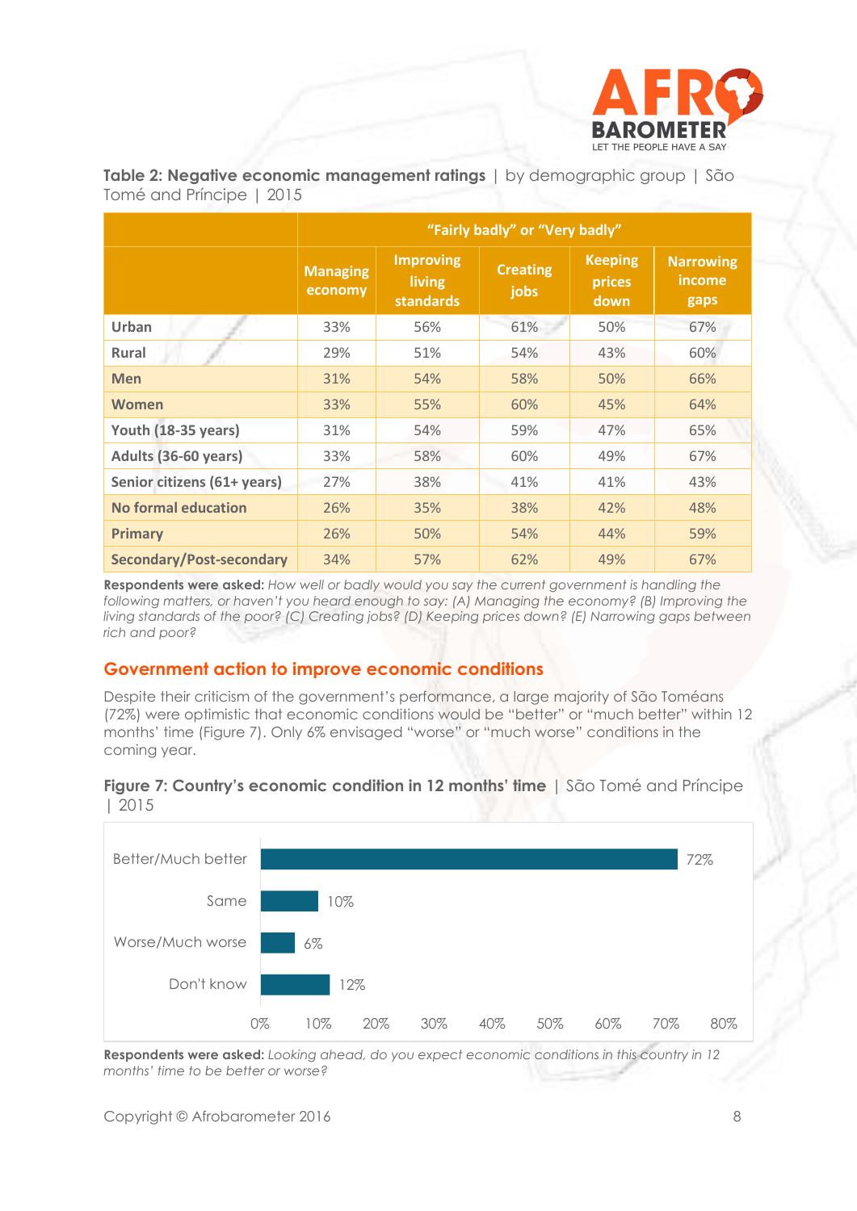**Table 2: Negative economic management ratings** | by demographic group | São Tomé and Príncipe | 2015

| | "Fairly badly" or "Very badly" | | | | |
|---|---|---|---|---|---|
| | Managing economy | Improving living standards | Creating jobs | Keeping prices down | Narrowing income gaps |
| **Urban** | 33% | 56% | 61% | 50% | 67% |
| **Rural** | 29% | 51% | 54% | 43% | 60% |
| **Men** | 31% | 54% | 58% | 50% | 66% |
| **Women** | 33% | 55% | 60% | 45% | 64% |
| **Youth (18-35 years)** | 31% | 54% | 59% | 47% | 65% |
| **Adults (36-60 years)** | 33% | 58% | 60% | 49% | 67% |
| **Senior citizens (61+ years)** | 27% | 38% | 41% | 41% | 43% |
| **No formal education** | 26% | 35% | 38% | 42% | 48% |
| **Primary** | 26% | 50% | 54% | 44% | 59% |
| **Secondary/Post-secondary** | 34% | 57% | 62% | 49% | 67% |

**Respondents were asked:** *How well or badly would you say the current government is handling the following matters, or haven't you heard enough to say: (A) Managing the economy? (B) Improving the living standards of the poor? (C) Creating jobs? (D) Keeping prices down? (E) Narrowing gaps between rich and poor?*

## Government action to improve economic conditions

Despite their criticism of the government's performance, a large majority of São Toméans (72%) were optimistic that economic conditions would be "better" or "much better" within 12 months' time (Figure 7). Only 6% envisaged "worse" or "much worse" conditions in the coming year.

**Figure 7: Country's economic condition in 12 months' time** | São Tomé and Príncipe | 2015

| | |
|---|---|
| Better/Much better | 72% |
| Same | 10% |
| Worse/Much worse | 6% |
| Don't know | 12% |

**Respondents were asked:** *Looking ahead, do you expect economic conditions in this country in 12 months' time to be better or worse?*

Copyright © Afrobarometer 2016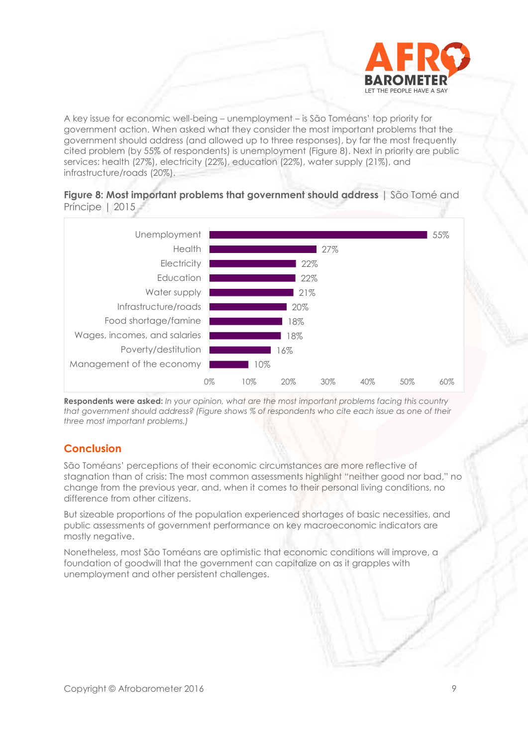A key issue for economic well-being – unemployment – is São Toméans' top priority for government action. When asked what they consider the most important problems that the government should address (and allowed up to three responses), by far the most frequently cited problem (by 55% of respondents) is unemployment (Figure 8). Next in priority are public services: health (27%), electricity (22%), education (22%), water supply (21%), and infrastructure/roads (20%).

**Figure 8: Most important problems that government should address** | São Tomé and Príncipe | 2015

| Problem | % |
|---|---|
| Unemployment | 55% |
| Health | 27% |
| Electricity | 22% |
| Education | 22% |
| Water supply | 21% |
| Infrastructure/roads | 20% |
| Food shortage/famine | 18% |
| Wages, incomes, and salaries | 18% |
| Poverty/destitution | 16% |
| Management of the economy | 10% |

**Respondents were asked:** *In your opinion, what are the most important problems facing this country that government should address? (Figure shows % of respondents who cite each issue as one of their three most important problems.)*

## Conclusion

São Toméans' perceptions of their economic circumstances are more reflective of stagnation than of crisis: The most common assessments highlight "neither good nor bad," no change from the previous year, and, when it comes to their personal living conditions, no difference from other citizens.

But sizeable proportions of the population experienced shortages of basic necessities, and public assessments of government performance on key macroeconomic indicators are mostly negative.

Nonetheless, most São Toméans are optimistic that economic conditions will improve, a foundation of goodwill that the government can capitalize on as it grapples with unemployment and other persistent challenges.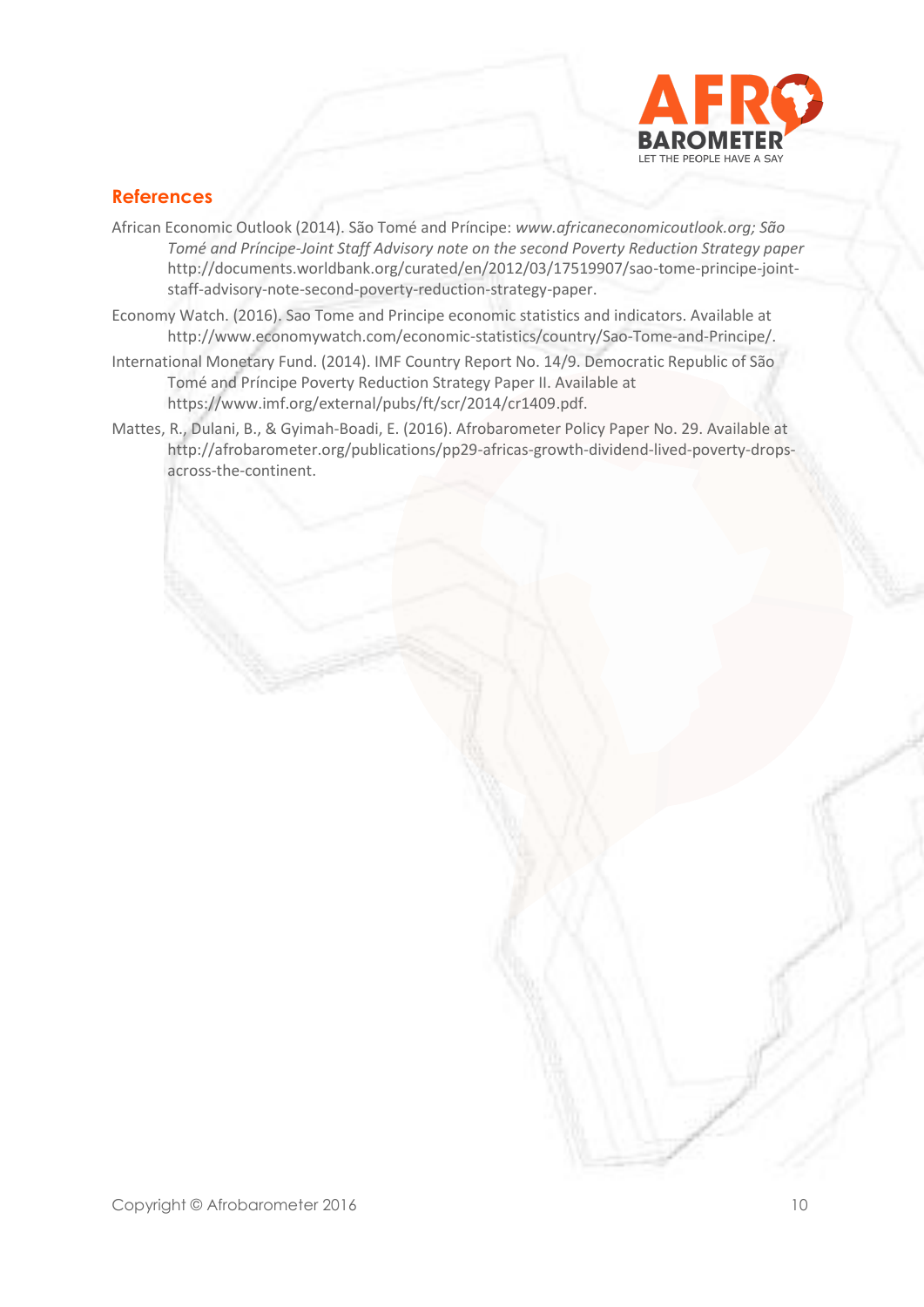## References

African Economic Outlook (2014). São Tomé and Príncipe: *www.africaneconomicoutlook.org; São Tomé and Príncipe-Joint Staff Advisory note on the second Poverty Reduction Strategy paper* http://documents.worldbank.org/curated/en/2012/03/17519907/sao-tome-principe-joint-staff-advisory-note-second-poverty-reduction-strategy-paper.

Economy Watch. (2016). Sao Tome and Principe economic statistics and indicators. Available at http://www.economywatch.com/economic-statistics/country/Sao-Tome-and-Principe/.

International Monetary Fund. (2014). IMF Country Report No. 14/9. Democratic Republic of São Tomé and Príncipe Poverty Reduction Strategy Paper II. Available at https://www.imf.org/external/pubs/ft/scr/2014/cr1409.pdf.

Mattes, R., Dulani, B., & Gyimah-Boadi, E. (2016). Afrobarometer Policy Paper No. 29. Available at http://afrobarometer.org/publications/pp29-africas-growth-dividend-lived-poverty-drops-across-the-continent.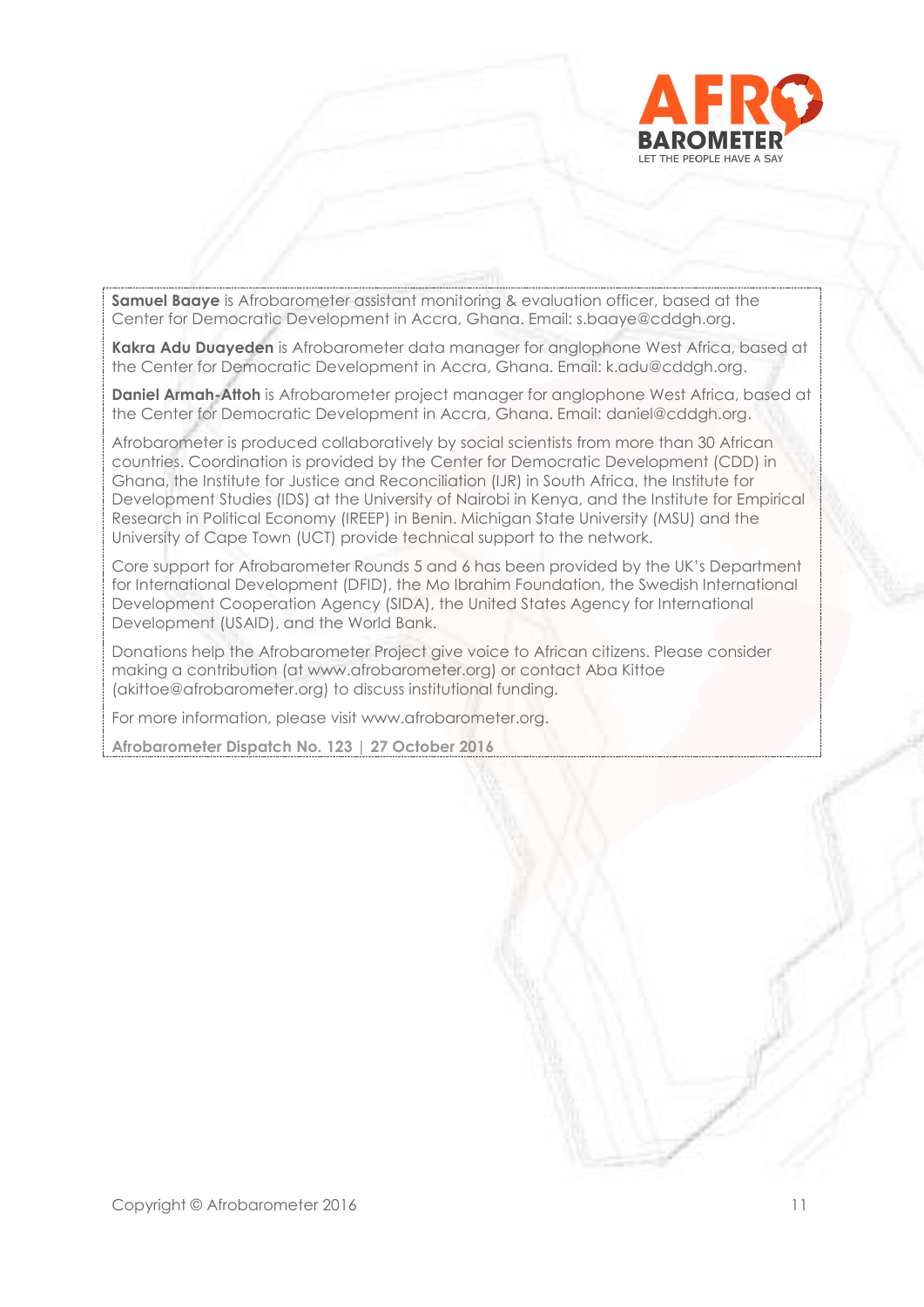**Samuel Baaye** is Afrobarometer assistant monitoring & evaluation officer, based at the Center for Democratic Development in Accra, Ghana. Email: s.baaye@cddgh.org.

**Kakra Adu Duayeden** is Afrobarometer data manager for anglophone West Africa, based at the Center for Democratic Development in Accra, Ghana. Email: k.adu@cddgh.org.

**Daniel Armah-Attoh** is Afrobarometer project manager for anglophone West Africa, based at the Center for Democratic Development in Accra, Ghana. Email: daniel@cddgh.org.

Afrobarometer is produced collaboratively by social scientists from more than 30 African countries. Coordination is provided by the Center for Democratic Development (CDD) in Ghana, the Institute for Justice and Reconciliation (IJR) in South Africa, the Institute for Development Studies (IDS) at the University of Nairobi in Kenya, and the Institute for Empirical Research in Political Economy (IREEP) in Benin. Michigan State University (MSU) and the University of Cape Town (UCT) provide technical support to the network.

Core support for Afrobarometer Rounds 5 and 6 has been provided by the UK's Department for International Development (DFID), the Mo Ibrahim Foundation, the Swedish International Development Cooperation Agency (SIDA), the United States Agency for International Development (USAID), and the World Bank.

Donations help the Afrobarometer Project give voice to African citizens. Please consider making a contribution (at www.afrobarometer.org) or contact Aba Kittoe (akittoe@afrobarometer.org) to discuss institutional funding.

For more information, please visit www.afrobarometer.org.

**Afrobarometer Dispatch No. 123 | 27 October 2016**

Copyright © Afrobarometer 2016